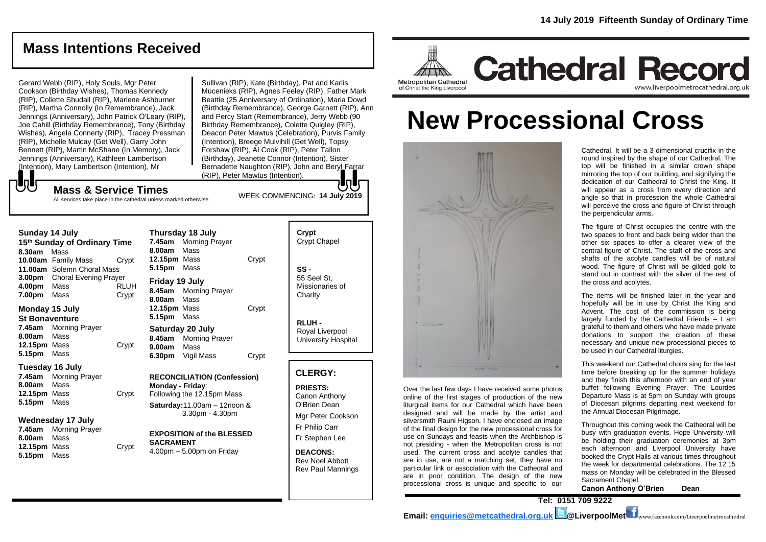14 July 2019 Fifteenth Sunday of Ordinary Time

## Mass Intentions Received

Gerard Webb (RIP), Holy Souls, Mgr Peter Cookson (Birthday Wishes), Thomas Kennedy (RIP), Collette Shudall (RIP), Marlene Ashburner (RIP), Martha Connolly (In Remembrance), Jack Jennings (Anniversary), John Patrick O'Leary (RIP), Joe Cahill (Birthday Remembrance), Tony (Birthday Wishes), Angela Connerty (RIP), Tracey Pressman (RIP), Michelle Mulcay (Get Well), Garry John Bennett (RIP), Martin McShane (In Memory), Jack Jennings (Anniversary), Kathleen Lambertson (Intention), Mary Lambertson (Intention), Mr Sullivan (RIP), Kate (Birthday), Pat and Karlis Mucenieks (RIP), Agnes Feeley (RIP), Father Mark Beattie (25 Anniversary of Ordination), Maria Dowd (Birthday Remembrance), George Garnett (RIP), Ann and Percy Start (Remembrance), Jerry Webb (90 Birthday Remembrance), Colette Quigley (RIP), Deacon Peter Mawtus (Celebration), Purvis Family (Intention), Breege Mulvihill (Get Well), Topsy Forshaw (RIP), Al Cook (RIP), Peter Tallon (Birthday), Jeanette Connor (Intention), Sister Bernadette Naughton (RIP), John and Beryl Farrar (RIP), Peter Mawtus (Intention).

## Mass & Service Times

All services take place in the cathedral unless marked otherwise

WEEK COMMENCING: **14 July 2019**

### Sunday 14 July
**15th Sunday of Ordinary Time**

**8.30am** Mass
**10.00am** Family Mass — Crypt
**11.00am** Solemn Choral Mass
**3.00pm** Choral Evening Prayer
**4.00pm** Mass — RLUH
**7.00pm** Mass — Crypt

### Monday 15 July
**St Bonaventure**

**7.45am** Morning Prayer
**8.00am** Mass
**12.15pm** Mass — Crypt
**5.15pm** Mass

### Tuesday 16 July

**7.45am** Morning Prayer
**8.00am** Mass
**12.15pm** Mass — Crypt
**5.15pm** Mass

### Wednesday 17 July

**7.45am** Morning Prayer
**8.00am** Mass
**12.15pm** Mass — Crypt
**5.15pm** Mass

### Thursday 18 July

**7.45am** Morning Prayer
**8.00am** Mass
**12.15pm** Mass — Crypt
**5.15pm** Mass

### Friday 19 July

**8.45am** Morning Prayer
**8.00am** Mass
**12.15pm** Mass — Crypt
**5.15pm** Mass

### Saturday 20 July

**8.45am** Morning Prayer
**9.00am** Mass
**6.30pm** Vigil Mass — Crypt

**RECONCILIATION (Confession)**
**Monday - Friday**: Following the 12.15pm Mass
**Saturday:** 11.00am – 12noon & 3.30pm - 4.30pm

**EXPOSITION of the BLESSED SACRAMENT**
4.00pm – 5.00pm on Friday

**Crypt** Crypt Chapel

**SS -** 55 Seel St, Missionaries of Charity

**RLUH -** Royal Liverpool University Hospital

## CLERGY:

**PRIESTS:**
Canon Anthony O'Brien Dean
Mgr Peter Cookson
Fr Philip Carr
Fr Stephen Lee

**DEACONS:**
Rev Noel Abbott
Rev Paul Mannings

Metropolitan Cathedral of Christ the King Liverpool

# Cathedral Record

www.liverpoolmetrocathedral.org.uk

# New Processional Cross

Over the last few days I have received some photos online of the first stages of production of the new liturgical items for our Cathedral which have been designed and will be made by the artist and silversmith Rauni Higson. I have enclosed an image of the final design for the new processional cross for use on Sundays and feasts when the Archbishop is not presiding - when the Metropolitan cross is not used. The current cross and acolyte candles that are in use, are not a matching set, they have no particular link or association with the Cathedral and are in poor condition. The design of the new processional cross is unique and specific to our Cathedral. It will be a 3 dimensional crucifix in the round inspired by the shape of our Cathedral. The top will be finished in a similar crown shape mirroring the top of our building, and signifying the dedication of our Cathedral to Christ the King. It will appear as a cross from every direction and angle so that in procession the whole Cathedral will perceive the cross and figure of Christ through the perpendicular arms.

The figure of Christ occupies the centre with the two spaces to front and back being wider than the other six spaces to offer a clearer view of the central figure of Christ. The staff of the cross and shafts of the acolyte candles will be of natural wood. The figure of Christ will be gilded gold to stand out in contrast with the silver of the rest of the cross and acolytes.

The items will be finished later in the year and hopefully will be in use by Christ the King and Advent. The cost of the commission is being largely funded by the Cathedral Friends – I am grateful to them and others who have made private donations to support the creation of these necessary and unique new processional pieces to be used in our Cathedral liturgies.

This weekend our Cathedral choirs sing for the last time before breaking up for the summer holidays and they finish this afternoon with an end of year buffet following Evening Prayer. The Lourdes Departure Mass is at 5pm on Sunday with groups of Diocesan pilgrims departing next weekend for the Annual Diocesan Pilgrimage.

Throughout this coming week the Cathedral will be busy with graduation events. Hope University will be holding their graduation ceremonies at 3pm each afternoon and Liverpool University have booked the Crypt Halls at various times throughout the week for departmental celebrations. The 12.15 mass on Monday will be celebrated in the Blessed Sacrament Chapel.

**Canon Anthony O'Brien Dean**

**Tel: 0151 709 9222**

**Email: enquiries@metcathedral.org.uk @LiverpoolMet** www.facebook.com/Liverpoolmetrocathedral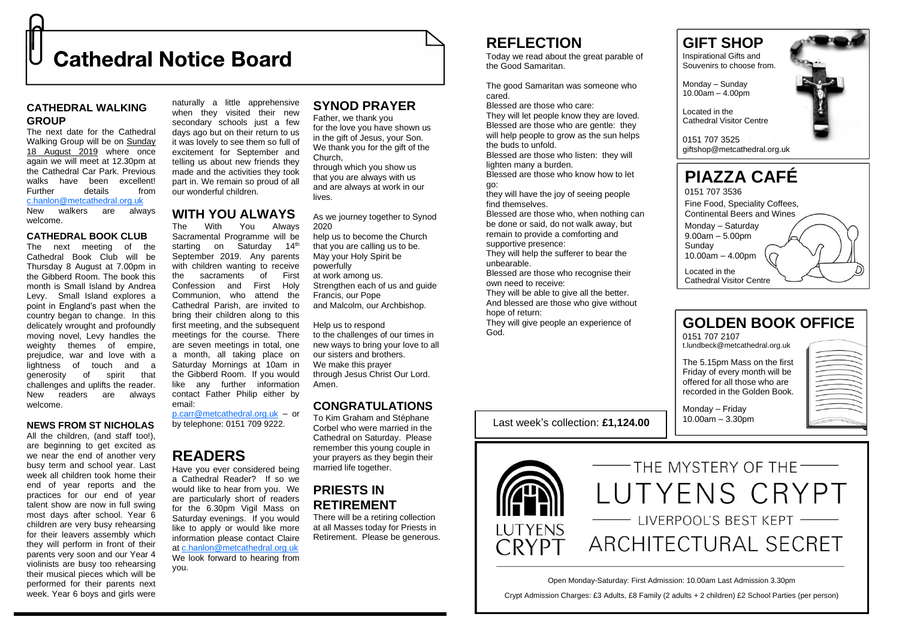# Cathedral Notice Board

### CATHEDRAL WALKING GROUP

The next date for the Cathedral Walking Group will be on Sunday 18 August 2019 where once again we will meet at 12.30pm at the Cathedral Car Park. Previous walks have been excellent! Further details from c.hanlon@metcathedral.org.uk New walkers are always welcome.

### CATHEDRAL BOOK CLUB

The next meeting of the Cathedral Book Club will be Thursday 8 August at 7.00pm in the Gibberd Room. The book this month is Small Island by Andrea Levy. Small Island explores a point in England's past when the country began to change. In this delicately wrought and profoundly moving novel, Levy handles the weighty themes of empire, prejudice, war and love with a lightness of touch and a generosity of spirit that challenges and uplifts the reader. New readers are always welcome.

### NEWS FROM ST NICHOLAS

All the children, (and staff too!), are beginning to get excited as we near the end of another very busy term and school year. Last week all children took home their end of year reports and the practices for our end of year talent show are now in full swing most days after school. Year 6 children are very busy rehearsing for their leavers assembly which they will perform in front of their parents very soon and our Year 4 violinists are busy too rehearsing their musical pieces which will be performed for their parents next week. Year 6 boys and girls were naturally a little apprehensive when they visited their new secondary schools just a few days ago but on their return to us it was lovely to see them so full of excitement for September and telling us about new friends they made and the activities they took part in. We remain so proud of all our wonderful children.

## WITH YOU ALWAYS

The With You Always Sacramental Programme will be starting on Saturday 14th September 2019. Any parents with children wanting to receive the sacraments of First Confession and First Holy Communion, who attend the Cathedral Parish, are invited to bring their children along to this first meeting, and the subsequent meetings for the course. There are seven meetings in total, one a month, all taking place on Saturday Mornings at 10am in the Gibberd Room. If you would like any further information contact Father Philip either by email: p.carr@metcathedral.org.uk – or by telephone: 0151 709 9222.

## READERS

Have you ever considered being a Cathedral Reader? If so we would like to hear from you. We are particularly short of readers for the 6.30pm Vigil Mass on Saturday evenings. If you would like to apply or would like more information please contact Claire at c.hanlon@metcathedral.org.uk We look forward to hearing from you.

## SYNOD PRAYER

Father, we thank you
for the love you have shown us in the gift of Jesus, your Son.
We thank you for the gift of the Church,
through which you show us that you are always with us and are always at work in our lives.

As we journey together to Synod 2020
help us to become the Church that you are calling us to be.
May your Holy Spirit be powerfully
at work among us.
Strengthen each of us and guide Francis, our Pope
and Malcolm, our Archbishop.

Help us to respond
to the challenges of our times in new ways to bring your love to all our sisters and brothers.
We make this prayer
through Jesus Christ Our Lord.
Amen.

## CONGRATULATIONS

To Kim Graham and Stéphane Corbel who were married in the Cathedral on Saturday. Please remember this young couple in your prayers as they begin their married life together.

## PRIESTS IN RETIREMENT

There will be a retiring collection at all Masses today for Priests in Retirement. Please be generous.

## REFLECTION

Today we read about the great parable of the Good Samaritan.

The good Samaritan was someone who cared.
Blessed are those who care:
They will let people know they are loved.
Blessed are those who are gentle: they will help people to grow as the sun helps the buds to unfold.
Blessed are those who listen: they will lighten many a burden.
Blessed are those who know how to let go:
they will have the joy of seeing people find themselves.
Blessed are those who, when nothing can be done or said, do not walk away, but remain to provide a comforting and supportive presence:
They will help the sufferer to bear the unbearable.
Blessed are those who recognise their own need to receive:
They will be able to give all the better.
And blessed are those who give without hope of return:
They will give people an experience of God.

Last week's collection: **£1,124.00**

## GIFT SHOP

Inspirational Gifts and Souvenirs to choose from.

Monday – Sunday
10.00am – 4.00pm

Located in the Cathedral Visitor Centre

0151 707 3525
giftshop@metcathedral.org.uk

## PIAZZA CAFÉ

0151 707 3536

Fine Food, Speciality Coffees, Continental Beers and Wines

Monday – Saturday
9.00am – 5.00pm
Sunday
10.00am – 4.00pm

Located in the Cathedral Visitor Centre

## GOLDEN BOOK OFFICE

0151 707 2107
t.lundbeck@metcathedral.org.uk

The 5.15pm Mass on the first Friday of every month will be offered for all those who are recorded in the Golden Book.

Monday – Friday
10.00am – 3.30pm

LUTYENS CRYPT

THE MYSTERY OF THE LUTYENS CRYPT
LIVERPOOL'S BEST KEPT ARCHITECTURAL SECRET

Open Monday-Saturday: First Admission: 10.00am Last Admission 3.30pm

Crypt Admission Charges: £3 Adults, £8 Family (2 adults + 2 children) £2 School Parties (per person)